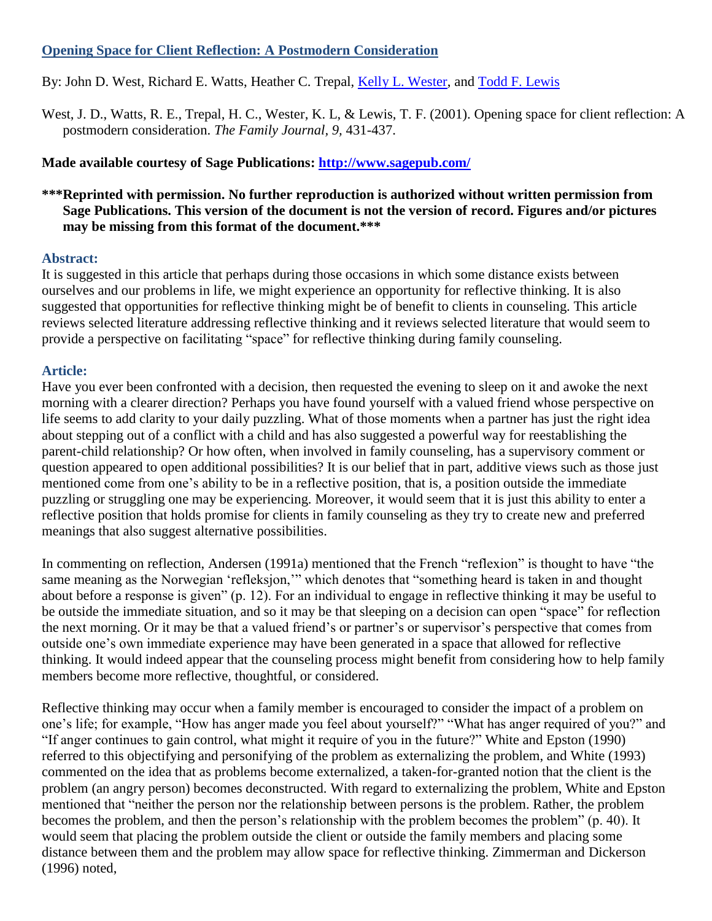# [Opening Space for Client Reflection: A Postmodern Consideration]()

By: John D. West, Richard E. Watts, Heather C. Trepal, [Kelly L. Wester](), and [Todd F. Lewis]()

West, J. D., Watts, R. E., Trepal, H. C., Wester, K. L, & Lewis, T. F. (2001). Opening space for client reflection: A postmodern consideration. *The Family Journal, 9*, 431-437.

**Made available courtesy of Sage Publications: [http://www.sagepub.com/](http://www.sagepub.com/)**

**\*\*\*Reprinted with permission. No further reproduction is authorized without written permission from Sage Publications. This version of the document is not the version of record. Figures and/or pictures may be missing from this format of the document.\*\*\***

## Abstract:

It is suggested in this article that perhaps during those occasions in which some distance exists between ourselves and our problems in life, we might experience an opportunity for reflective thinking. It is also suggested that opportunities for reflective thinking might be of benefit to clients in counseling. This article reviews selected literature addressing reflective thinking and it reviews selected literature that would seem to provide a perspective on facilitating "space" for reflective thinking during family counseling.

## Article:

Have you ever been confronted with a decision, then requested the evening to sleep on it and awoke the next morning with a clearer direction? Perhaps you have found yourself with a valued friend whose perspective on life seems to add clarity to your daily puzzling. What of those moments when a partner has just the right idea about stepping out of a conflict with a child and has also suggested a powerful way for reestablishing the parent-child relationship? Or how often, when involved in family counseling, has a supervisory comment or question appeared to open additional possibilities? It is our belief that in part, additive views such as those just mentioned come from one's ability to be in a reflective position, that is, a position outside the immediate puzzling or struggling one may be experiencing. Moreover, it would seem that it is just this ability to enter a reflective position that holds promise for clients in family counseling as they try to create new and preferred meanings that also suggest alternative possibilities.

In commenting on reflection, Andersen (1991a) mentioned that the French "reflexion" is thought to have "the same meaning as the Norwegian 'refleksjon,'" which denotes that "something heard is taken in and thought about before a response is given" (p. 12). For an individual to engage in reflective thinking it may be useful to be outside the immediate situation, and so it may be that sleeping on a decision can open "space" for reflection the next morning. Or it may be that a valued friend's or partner's or supervisor's perspective that comes from outside one's own immediate experience may have been generated in a space that allowed for reflective thinking. It would indeed appear that the counseling process might benefit from considering how to help family members become more reflective, thoughtful, or considered.

Reflective thinking may occur when a family member is encouraged to consider the impact of a problem on one's life; for example, "How has anger made you feel about yourself?" "What has anger required of you?" and "If anger continues to gain control, what might it require of you in the future?" White and Epston (1990) referred to this objectifying and personifying of the problem as externalizing the problem, and White (1993) commented on the idea that as problems become externalized, a taken-for-granted notion that the client is the problem (an angry person) becomes deconstructed. With regard to externalizing the problem, White and Epston mentioned that "neither the person nor the relationship between persons is the problem. Rather, the problem becomes the problem, and then the person's relationship with the problem becomes the problem" (p. 40). It would seem that placing the problem outside the client or outside the family members and placing some distance between them and the problem may allow space for reflective thinking. Zimmerman and Dickerson (1996) noted,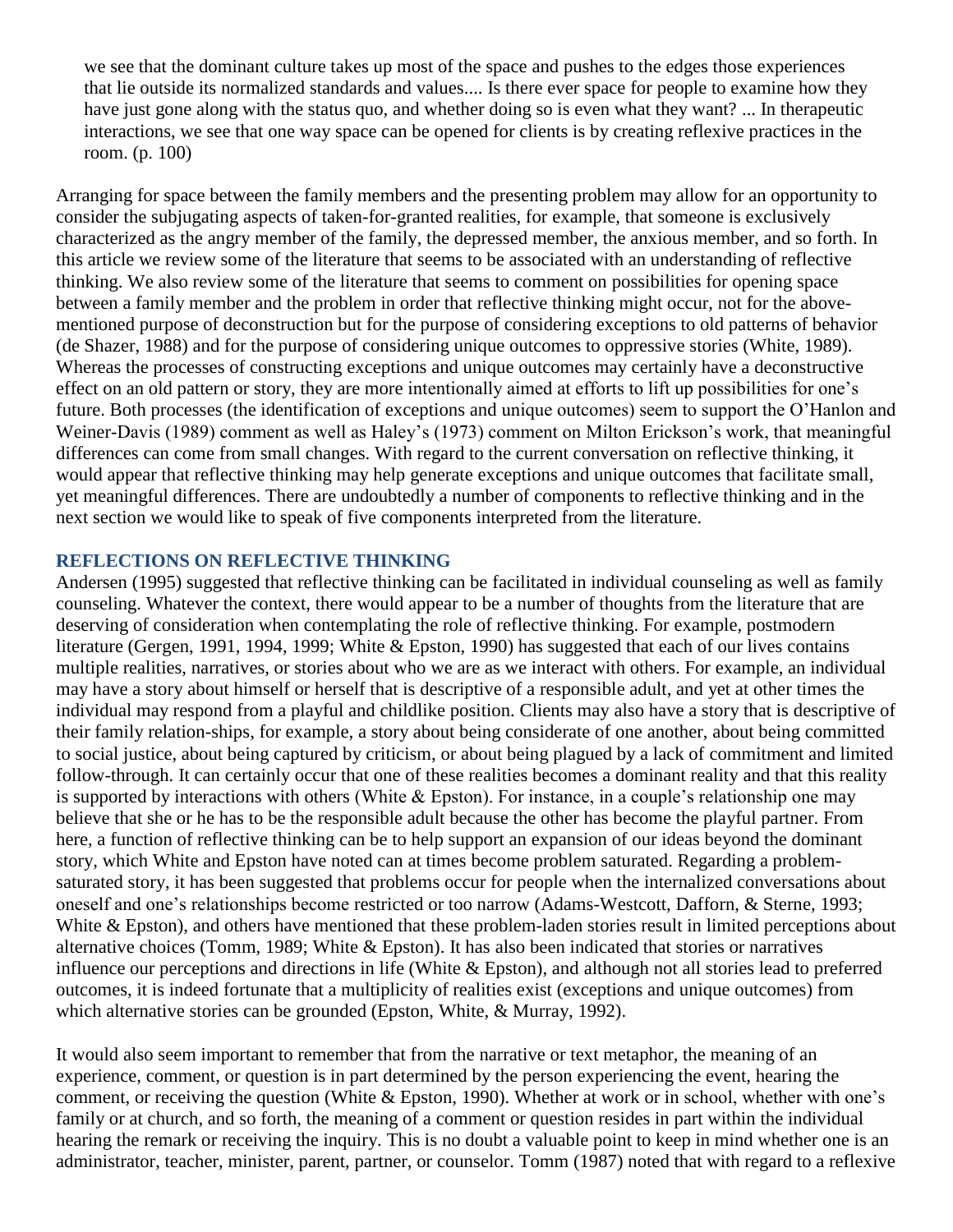> we see that the dominant culture takes up most of the space and pushes to the edges those experiences that lie outside its normalized standards and values.... Is there ever space for people to examine how they have just gone along with the status quo, and whether doing so is even what they want? ... In therapeutic interactions, we see that one way space can be opened for clients is by creating reflexive practices in the room. (p. 100)

Arranging for space between the family members and the presenting problem may allow for an opportunity to consider the subjugating aspects of taken-for-granted realities, for example, that someone is exclusively characterized as the angry member of the family, the depressed member, the anxious member, and so forth. In this article we review some of the literature that seems to be associated with an understanding of reflective thinking. We also review some of the literature that seems to comment on possibilities for opening space between a family member and the problem in order that reflective thinking might occur, not for the above-mentioned purpose of deconstruction but for the purpose of considering exceptions to old patterns of behavior (de Shazer, 1988) and for the purpose of considering unique outcomes to oppressive stories (White, 1989). Whereas the processes of constructing exceptions and unique outcomes may certainly have a deconstructive effect on an old pattern or story, they are more intentionally aimed at efforts to lift up possibilities for one's future. Both processes (the identification of exceptions and unique outcomes) seem to support the O'Hanlon and Weiner-Davis (1989) comment as well as Haley's (1973) comment on Milton Erickson's work, that meaningful differences can come from small changes. With regard to the current conversation on reflective thinking, it would appear that reflective thinking may help generate exceptions and unique outcomes that facilitate small, yet meaningful differences. There are undoubtedly a number of components to reflective thinking and in the next section we would like to speak of five components interpreted from the literature.

## REFLECTIONS ON REFLECTIVE THINKING

Andersen (1995) suggested that reflective thinking can be facilitated in individual counseling as well as family counseling. Whatever the context, there would appear to be a number of thoughts from the literature that are deserving of consideration when contemplating the role of reflective thinking. For example, postmodern literature (Gergen, 1991, 1994, 1999; White & Epston, 1990) has suggested that each of our lives contains multiple realities, narratives, or stories about who we are as we interact with others. For example, an individual may have a story about himself or herself that is descriptive of a responsible adult, and yet at other times the individual may respond from a playful and childlike position. Clients may also have a story that is descriptive of their family relation-ships, for example, a story about being considerate of one another, about being committed to social justice, about being captured by criticism, or about being plagued by a lack of commitment and limited follow-through. It can certainly occur that one of these realities becomes a dominant reality and that this reality is supported by interactions with others (White & Epston). For instance, in a couple's relationship one may believe that she or he has to be the responsible adult because the other has become the playful partner. From here, a function of reflective thinking can be to help support an expansion of our ideas beyond the dominant story, which White and Epston have noted can at times become problem saturated. Regarding a problem-saturated story, it has been suggested that problems occur for people when the internalized conversations about oneself and one's relationships become restricted or too narrow (Adams-Westcott, Dafforn, & Sterne, 1993; White & Epston), and others have mentioned that these problem-laden stories result in limited perceptions about alternative choices (Tomm, 1989; White & Epston). It has also been indicated that stories or narratives influence our perceptions and directions in life (White & Epston), and although not all stories lead to preferred outcomes, it is indeed fortunate that a multiplicity of realities exist (exceptions and unique outcomes) from which alternative stories can be grounded (Epston, White, & Murray, 1992).

It would also seem important to remember that from the narrative or text metaphor, the meaning of an experience, comment, or question is in part determined by the person experiencing the event, hearing the comment, or receiving the question (White & Epston, 1990). Whether at work or in school, whether with one's family or at church, and so forth, the meaning of a comment or question resides in part within the individual hearing the remark or receiving the inquiry. This is no doubt a valuable point to keep in mind whether one is an administrator, teacher, minister, parent, partner, or counselor. Tomm (1987) noted that with regard to a reflexive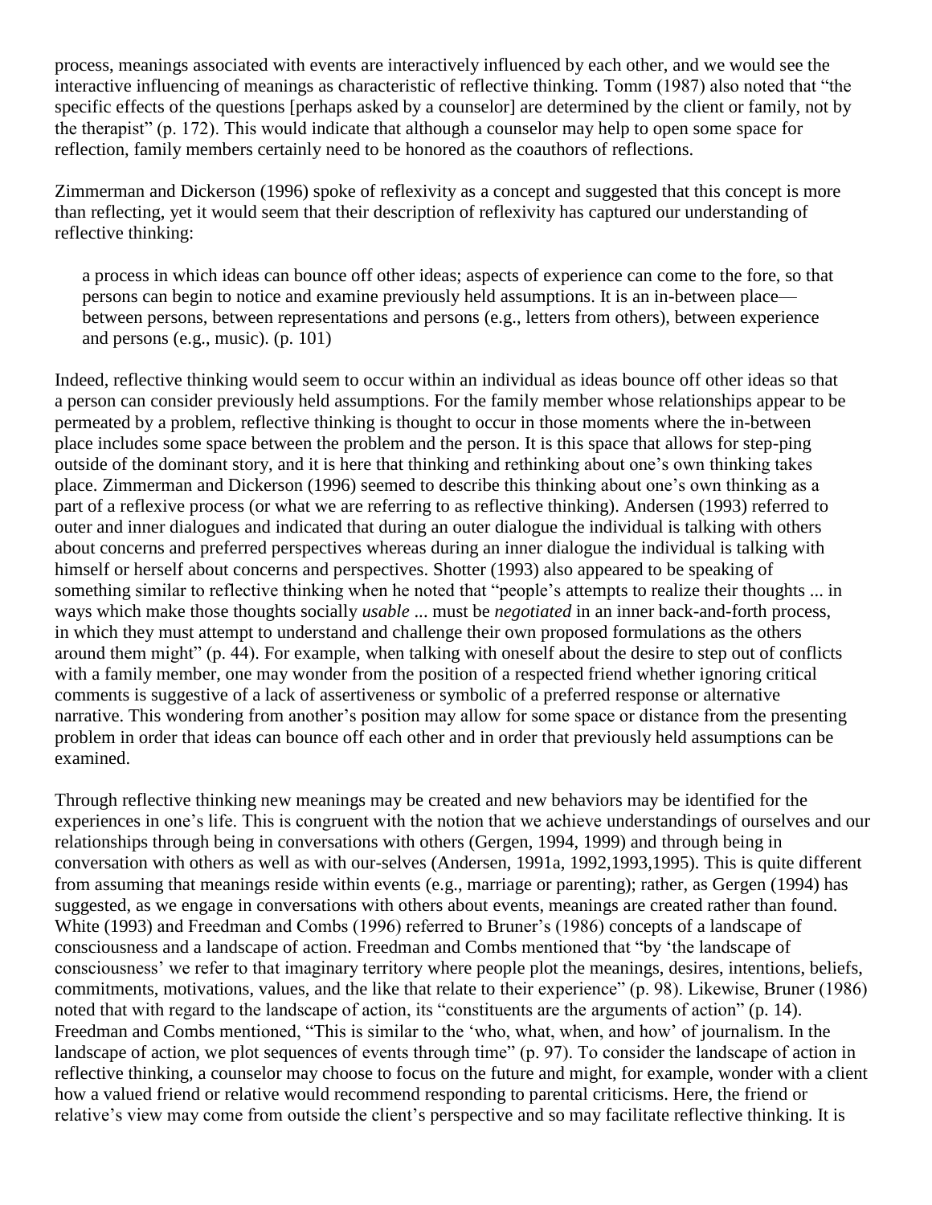process, meanings associated with events are interactively influenced by each other, and we would see the interactive influencing of meanings as characteristic of reflective thinking. Tomm (1987) also noted that "the specific effects of the questions [perhaps asked by a counselor] are determined by the client or family, not by the therapist" (p. 172). This would indicate that although a counselor may help to open some space for reflection, family members certainly need to be honored as the coauthors of reflections.

Zimmerman and Dickerson (1996) spoke of reflexivity as a concept and suggested that this concept is more than reflecting, yet it would seem that their description of reflexivity has captured our understanding of reflective thinking:

> a process in which ideas can bounce off other ideas; aspects of experience can come to the fore, so that persons can begin to notice and examine previously held assumptions. It is an in-between place—between persons, between representations and persons (e.g., letters from others), between experience and persons (e.g., music). (p. 101)

Indeed, reflective thinking would seem to occur within an individual as ideas bounce off other ideas so that a person can consider previously held assumptions. For the family member whose relationships appear to be permeated by a problem, reflective thinking is thought to occur in those moments where the in-between place includes some space between the problem and the person. It is this space that allows for step-ping outside of the dominant story, and it is here that thinking and rethinking about one's own thinking takes place. Zimmerman and Dickerson (1996) seemed to describe this thinking about one's own thinking as a part of a reflexive process (or what we are referring to as reflective thinking). Andersen (1993) referred to outer and inner dialogues and indicated that during an outer dialogue the individual is talking with others about concerns and preferred perspectives whereas during an inner dialogue the individual is talking with himself or herself about concerns and perspectives. Shotter (1993) also appeared to be speaking of something similar to reflective thinking when he noted that "people's attempts to realize their thoughts ... in ways which make those thoughts socially *usable* ... must be *negotiated* in an inner back-and-forth process, in which they must attempt to understand and challenge their own proposed formulations as the others around them might" (p. 44). For example, when talking with oneself about the desire to step out of conflicts with a family member, one may wonder from the position of a respected friend whether ignoring critical comments is suggestive of a lack of assertiveness or symbolic of a preferred response or alternative narrative. This wondering from another's position may allow for some space or distance from the presenting problem in order that ideas can bounce off each other and in order that previously held assumptions can be examined.

Through reflective thinking new meanings may be created and new behaviors may be identified for the experiences in one's life. This is congruent with the notion that we achieve understandings of ourselves and our relationships through being in conversations with others (Gergen, 1994, 1999) and through being in conversation with others as well as with our-selves (Andersen, 1991a, 1992,1993,1995). This is quite different from assuming that meanings reside within events (e.g., marriage or parenting); rather, as Gergen (1994) has suggested, as we engage in conversations with others about events, meanings are created rather than found. White (1993) and Freedman and Combs (1996) referred to Bruner's (1986) concepts of a landscape of consciousness and a landscape of action. Freedman and Combs mentioned that "by 'the landscape of consciousness' we refer to that imaginary territory where people plot the meanings, desires, intentions, beliefs, commitments, motivations, values, and the like that relate to their experience" (p. 98). Likewise, Bruner (1986) noted that with regard to the landscape of action, its "constituents are the arguments of action" (p. 14). Freedman and Combs mentioned, "This is similar to the 'who, what, when, and how' of journalism. In the landscape of action, we plot sequences of events through time" (p. 97). To consider the landscape of action in reflective thinking, a counselor may choose to focus on the future and might, for example, wonder with a client how a valued friend or relative would recommend responding to parental criticisms. Here, the friend or relative's view may come from outside the client's perspective and so may facilitate reflective thinking. It is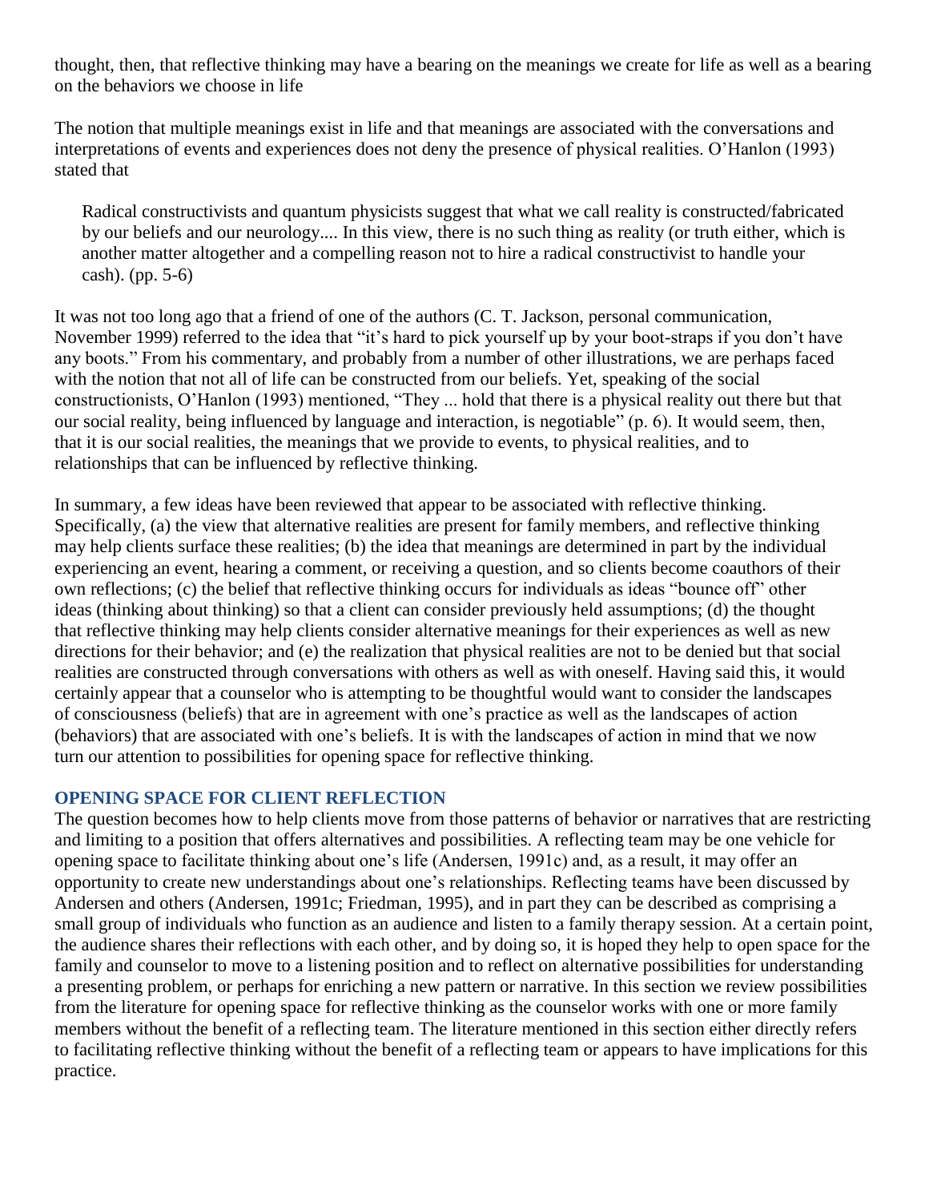thought, then, that reflective thinking may have a bearing on the meanings we create for life as well as a bearing on the behaviors we choose in life

The notion that multiple meanings exist in life and that meanings are associated with the conversations and interpretations of events and experiences does not deny the presence of physical realities. O'Hanlon (1993) stated that

> Radical constructivists and quantum physicists suggest that what we call reality is constructed/fabricated by our beliefs and our neurology.... In this view, there is no such thing as reality (or truth either, which is another matter altogether and a compelling reason not to hire a radical constructivist to handle your cash). (pp. 5-6)

It was not too long ago that a friend of one of the authors (C. T. Jackson, personal communication, November 1999) referred to the idea that "it's hard to pick yourself up by your boot-straps if you don't have any boots." From his commentary, and probably from a number of other illustrations, we are perhaps faced with the notion that not all of life can be constructed from our beliefs. Yet, speaking of the social constructionists, O'Hanlon (1993) mentioned, "They ... hold that there is a physical reality out there but that our social reality, being influenced by language and interaction, is negotiable" (p. 6). It would seem, then, that it is our social realities, the meanings that we provide to events, to physical realities, and to relationships that can be influenced by reflective thinking.

In summary, a few ideas have been reviewed that appear to be associated with reflective thinking. Specifically, (a) the view that alternative realities are present for family members, and reflective thinking may help clients surface these realities; (b) the idea that meanings are determined in part by the individual experiencing an event, hearing a comment, or receiving a question, and so clients become coauthors of their own reflections; (c) the belief that reflective thinking occurs for individuals as ideas "bounce off" other ideas (thinking about thinking) so that a client can consider previously held assumptions; (d) the thought that reflective thinking may help clients consider alternative meanings for their experiences as well as new directions for their behavior; and (e) the realization that physical realities are not to be denied but that social realities are constructed through conversations with others as well as with oneself. Having said this, it would certainly appear that a counselor who is attempting to be thoughtful would want to consider the landscapes of consciousness (beliefs) that are in agreement with one's practice as well as the landscapes of action (behaviors) that are associated with one's beliefs. It is with the landscapes of action in mind that we now turn our attention to possibilities for opening space for reflective thinking.

## OPENING SPACE FOR CLIENT REFLECTION

The question becomes how to help clients move from those patterns of behavior or narratives that are restricting and limiting to a position that offers alternatives and possibilities. A reflecting team may be one vehicle for opening space to facilitate thinking about one's life (Andersen, 1991c) and, as a result, it may offer an opportunity to create new understandings about one's relationships. Reflecting teams have been discussed by Andersen and others (Andersen, 1991c; Friedman, 1995), and in part they can be described as comprising a small group of individuals who function as an audience and listen to a family therapy session. At a certain point, the audience shares their reflections with each other, and by doing so, it is hoped they help to open space for the family and counselor to move to a listening position and to reflect on alternative possibilities for understanding a presenting problem, or perhaps for enriching a new pattern or narrative. In this section we review possibilities from the literature for opening space for reflective thinking as the counselor works with one or more family members without the benefit of a reflecting team. The literature mentioned in this section either directly refers to facilitating reflective thinking without the benefit of a reflecting team or appears to have implications for this practice.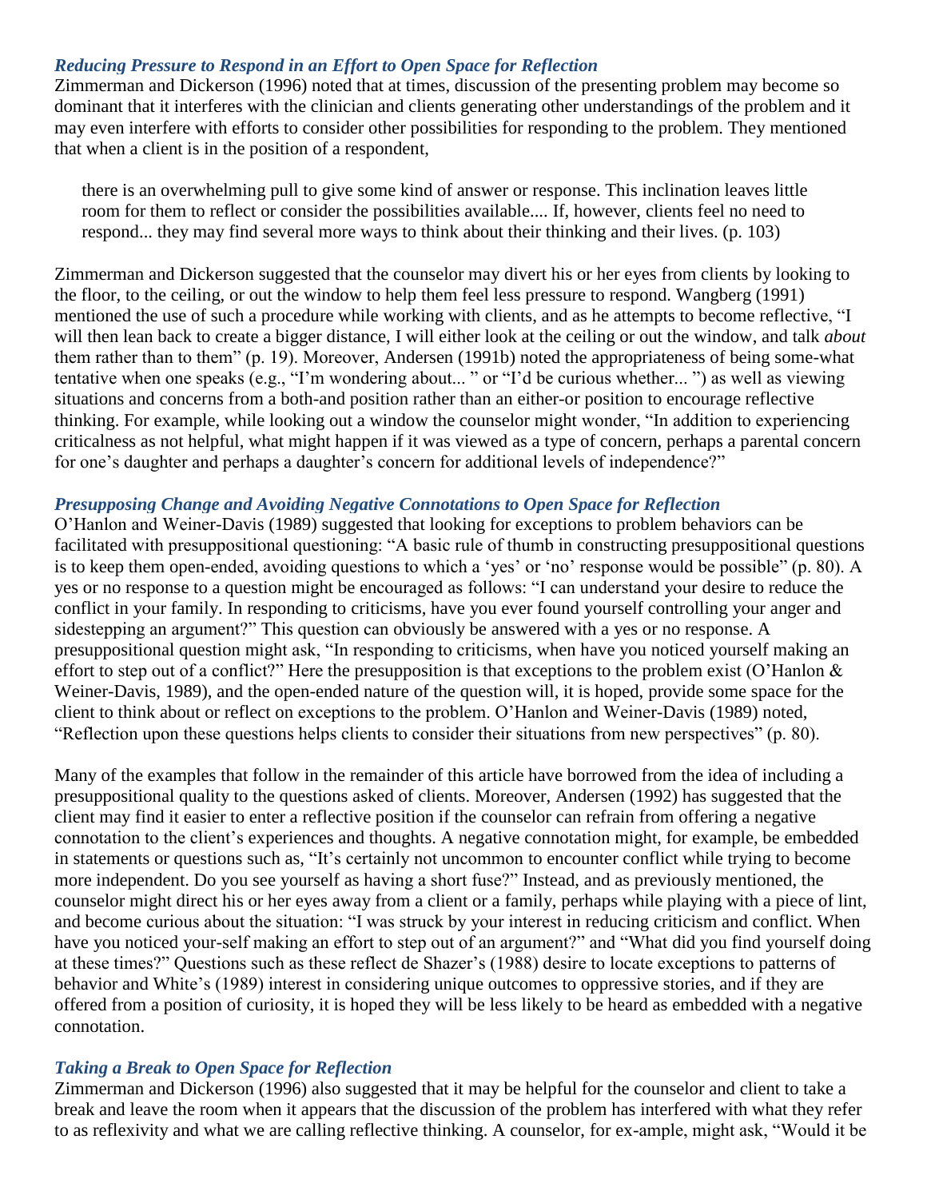### *Reducing Pressure to Respond in an Effort to Open Space for Reflection*

Zimmerman and Dickerson (1996) noted that at times, discussion of the presenting problem may become so dominant that it interferes with the clinician and clients generating other understandings of the problem and it may even interfere with efforts to consider other possibilities for responding to the problem. They mentioned that when a client is in the position of a respondent,

> there is an overwhelming pull to give some kind of answer or response. This inclination leaves little room for them to reflect or consider the possibilities available.... If, however, clients feel no need to respond... they may find several more ways to think about their thinking and their lives. (p. 103)

Zimmerman and Dickerson suggested that the counselor may divert his or her eyes from clients by looking to the floor, to the ceiling, or out the window to help them feel less pressure to respond. Wangberg (1991) mentioned the use of such a procedure while working with clients, and as he attempts to become reflective, "I will then lean back to create a bigger distance, I will either look at the ceiling or out the window, and talk *about* them rather than to them" (p. 19). Moreover, Andersen (1991b) noted the appropriateness of being some-what tentative when one speaks (e.g., "I'm wondering about... " or "I'd be curious whether... ") as well as viewing situations and concerns from a both-and position rather than an either-or position to encourage reflective thinking. For example, while looking out a window the counselor might wonder, "In addition to experiencing criticalness as not helpful, what might happen if it was viewed as a type of concern, perhaps a parental concern for one's daughter and perhaps a daughter's concern for additional levels of independence?"

### *Presupposing Change and Avoiding Negative Connotations to Open Space for Reflection*

O'Hanlon and Weiner-Davis (1989) suggested that looking for exceptions to problem behaviors can be facilitated with presuppositional questioning: "A basic rule of thumb in constructing presuppositional questions is to keep them open-ended, avoiding questions to which a 'yes' or 'no' response would be possible" (p. 80). A yes or no response to a question might be encouraged as follows: "I can understand your desire to reduce the conflict in your family. In responding to criticisms, have you ever found yourself controlling your anger and sidestepping an argument?" This question can obviously be answered with a yes or no response. A presuppositional question might ask, "In responding to criticisms, when have you noticed yourself making an effort to step out of a conflict?" Here the presupposition is that exceptions to the problem exist (O'Hanlon & Weiner-Davis, 1989), and the open-ended nature of the question will, it is hoped, provide some space for the client to think about or reflect on exceptions to the problem. O'Hanlon and Weiner-Davis (1989) noted, "Reflection upon these questions helps clients to consider their situations from new perspectives" (p. 80).

Many of the examples that follow in the remainder of this article have borrowed from the idea of including a presuppositional quality to the questions asked of clients. Moreover, Andersen (1992) has suggested that the client may find it easier to enter a reflective position if the counselor can refrain from offering a negative connotation to the client's experiences and thoughts. A negative connotation might, for example, be embedded in statements or questions such as, "It's certainly not uncommon to encounter conflict while trying to become more independent. Do you see yourself as having a short fuse?" Instead, and as previously mentioned, the counselor might direct his or her eyes away from a client or a family, perhaps while playing with a piece of lint, and become curious about the situation: "I was struck by your interest in reducing criticism and conflict. When have you noticed your-self making an effort to step out of an argument?" and "What did you find yourself doing at these times?" Questions such as these reflect de Shazer's (1988) desire to locate exceptions to patterns of behavior and White's (1989) interest in considering unique outcomes to oppressive stories, and if they are offered from a position of curiosity, it is hoped they will be less likely to be heard as embedded with a negative connotation.

### *Taking a Break to Open Space for Reflection*

Zimmerman and Dickerson (1996) also suggested that it may be helpful for the counselor and client to take a break and leave the room when it appears that the discussion of the problem has interfered with what they refer to as reflexivity and what we are calling reflective thinking. A counselor, for ex-ample, might ask, "Would it be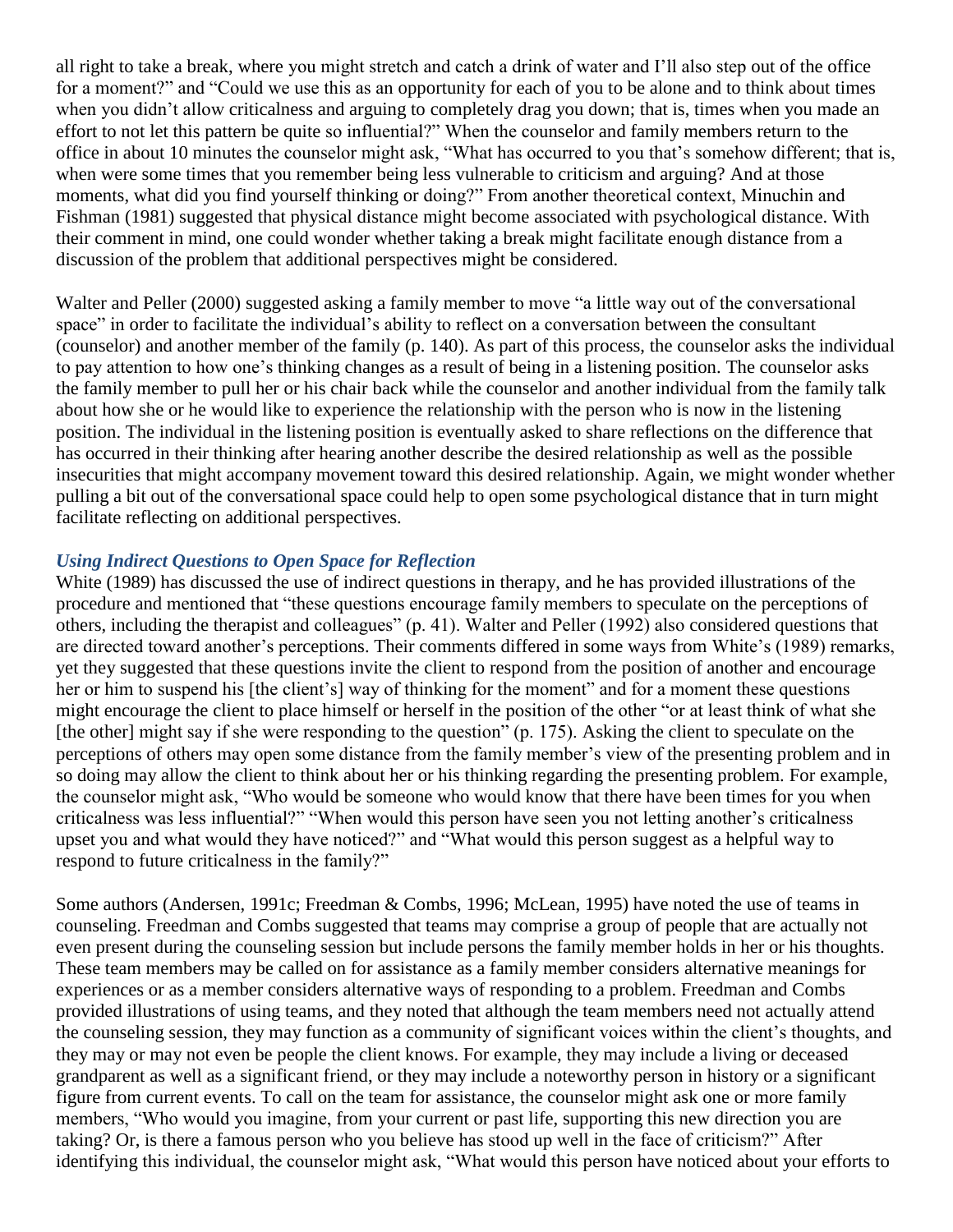all right to take a break, where you might stretch and catch a drink of water and I'll also step out of the office for a moment?" and "Could we use this as an opportunity for each of you to be alone and to think about times when you didn't allow criticalness and arguing to completely drag you down; that is, times when you made an effort to not let this pattern be quite so influential?" When the counselor and family members return to the office in about 10 minutes the counselor might ask, "What has occurred to you that's somehow different; that is, when were some times that you remember being less vulnerable to criticism and arguing? And at those moments, what did you find yourself thinking or doing?" From another theoretical context, Minuchin and Fishman (1981) suggested that physical distance might become associated with psychological distance. With their comment in mind, one could wonder whether taking a break might facilitate enough distance from a discussion of the problem that additional perspectives might be considered.

Walter and Peller (2000) suggested asking a family member to move "a little way out of the conversational space" in order to facilitate the individual's ability to reflect on a conversation between the consultant (counselor) and another member of the family (p. 140). As part of this process, the counselor asks the individual to pay attention to how one's thinking changes as a result of being in a listening position. The counselor asks the family member to pull her or his chair back while the counselor and another individual from the family talk about how she or he would like to experience the relationship with the person who is now in the listening position. The individual in the listening position is eventually asked to share reflections on the difference that has occurred in their thinking after hearing another describe the desired relationship as well as the possible insecurities that might accompany movement toward this desired relationship. Again, we might wonder whether pulling a bit out of the conversational space could help to open some psychological distance that in turn might facilitate reflecting on additional perspectives.

### *Using Indirect Questions to Open Space for Reflection*

White (1989) has discussed the use of indirect questions in therapy, and he has provided illustrations of the procedure and mentioned that "these questions encourage family members to speculate on the perceptions of others, including the therapist and colleagues" (p. 41). Walter and Peller (1992) also considered questions that are directed toward another's perceptions. Their comments differed in some ways from White's (1989) remarks, yet they suggested that these questions invite the client to respond from the position of another and encourage her or him to suspend his [the client's] way of thinking for the moment" and for a moment these questions might encourage the client to place himself or herself in the position of the other "or at least think of what she [the other] might say if she were responding to the question" (p. 175). Asking the client to speculate on the perceptions of others may open some distance from the family member's view of the presenting problem and in so doing may allow the client to think about her or his thinking regarding the presenting problem. For example, the counselor might ask, "Who would be someone who would know that there have been times for you when criticalness was less influential?" "When would this person have seen you not letting another's criticalness upset you and what would they have noticed?" and "What would this person suggest as a helpful way to respond to future criticalness in the family?"

Some authors (Andersen, 1991c; Freedman & Combs, 1996; McLean, 1995) have noted the use of teams in counseling. Freedman and Combs suggested that teams may comprise a group of people that are actually not even present during the counseling session but include persons the family member holds in her or his thoughts. These team members may be called on for assistance as a family member considers alternative meanings for experiences or as a member considers alternative ways of responding to a problem. Freedman and Combs provided illustrations of using teams, and they noted that although the team members need not actually attend the counseling session, they may function as a community of significant voices within the client's thoughts, and they may or may not even be people the client knows. For example, they may include a living or deceased grandparent as well as a significant friend, or they may include a noteworthy person in history or a significant figure from current events. To call on the team for assistance, the counselor might ask one or more family members, "Who would you imagine, from your current or past life, supporting this new direction you are taking? Or, is there a famous person who you believe has stood up well in the face of criticism?" After identifying this individual, the counselor might ask, "What would this person have noticed about your efforts to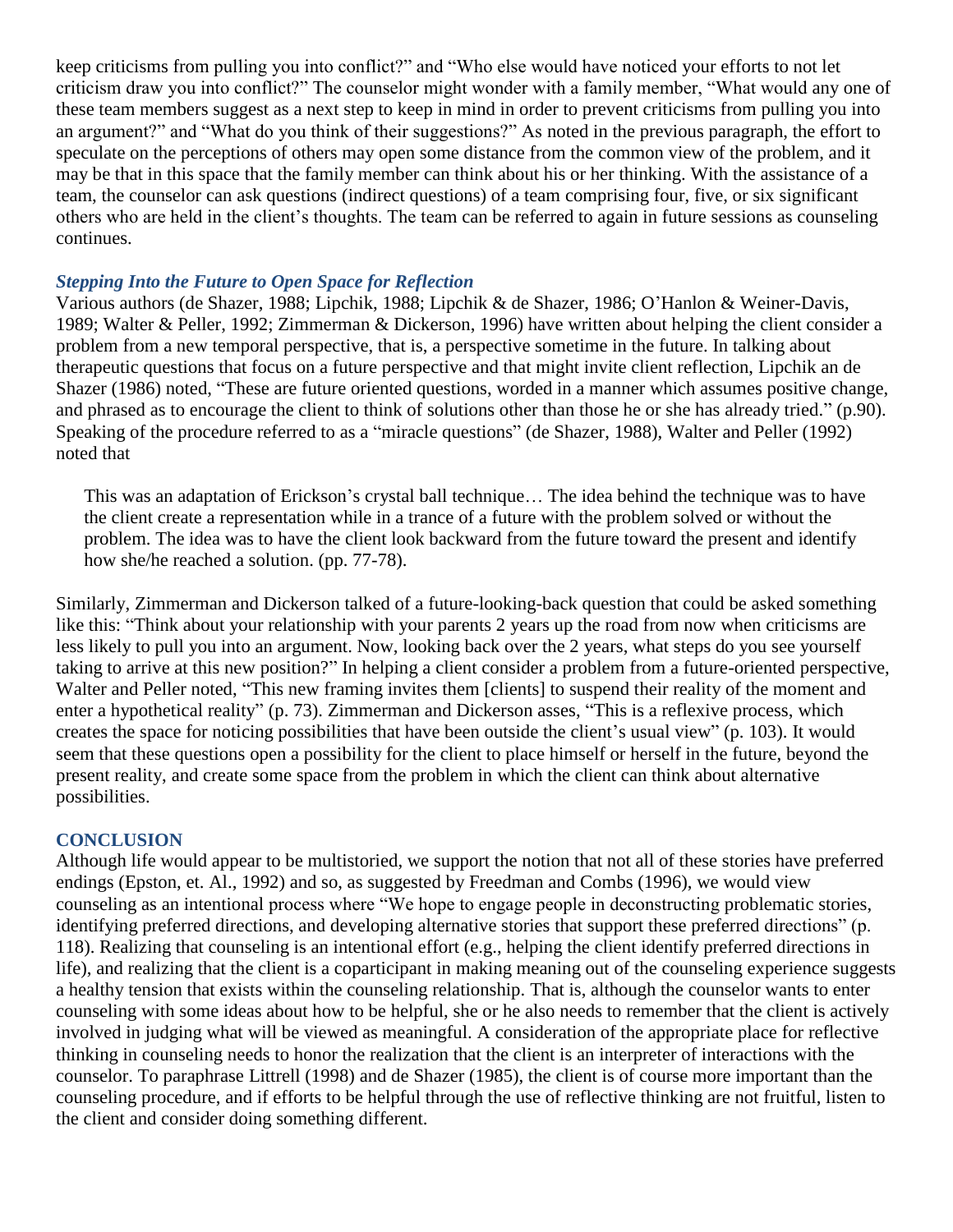keep criticisms from pulling you into conflict?" and "Who else would have noticed your efforts to not let criticism draw you into conflict?" The counselor might wonder with a family member, "What would any one of these team members suggest as a next step to keep in mind in order to prevent criticisms from pulling you into an argument?" and "What do you think of their suggestions?" As noted in the previous paragraph, the effort to speculate on the perceptions of others may open some distance from the common view of the problem, and it may be that in this space that the family member can think about his or her thinking. With the assistance of a team, the counselor can ask questions (indirect questions) of a team comprising four, five, or six significant others who are held in the client's thoughts. The team can be referred to again in future sessions as counseling continues.

### *Stepping Into the Future to Open Space for Reflection*

Various authors (de Shazer, 1988; Lipchik, 1988; Lipchik & de Shazer, 1986; O'Hanlon & Weiner-Davis, 1989; Walter & Peller, 1992; Zimmerman & Dickerson, 1996) have written about helping the client consider a problem from a new temporal perspective, that is, a perspective sometime in the future. In talking about therapeutic questions that focus on a future perspective and that might invite client reflection, Lipchik an de Shazer (1986) noted, "These are future oriented questions, worded in a manner which assumes positive change, and phrased as to encourage the client to think of solutions other than those he or she has already tried." (p.90). Speaking of the procedure referred to as a "miracle questions" (de Shazer, 1988), Walter and Peller (1992) noted that

> This was an adaptation of Erickson's crystal ball technique… The idea behind the technique was to have the client create a representation while in a trance of a future with the problem solved or without the problem. The idea was to have the client look backward from the future toward the present and identify how she/he reached a solution. (pp. 77-78).

Similarly, Zimmerman and Dickerson talked of a future-looking-back question that could be asked something like this: "Think about your relationship with your parents 2 years up the road from now when criticisms are less likely to pull you into an argument. Now, looking back over the 2 years, what steps do you see yourself taking to arrive at this new position?" In helping a client consider a problem from a future-oriented perspective, Walter and Peller noted, "This new framing invites them [clients] to suspend their reality of the moment and enter a hypothetical reality" (p. 73). Zimmerman and Dickerson asses, "This is a reflexive process, which creates the space for noticing possibilities that have been outside the client's usual view" (p. 103). It would seem that these questions open a possibility for the client to place himself or herself in the future, beyond the present reality, and create some space from the problem in which the client can think about alternative possibilities.

## CONCLUSION

Although life would appear to be multistoried, we support the notion that not all of these stories have preferred endings (Epston, et. Al., 1992) and so, as suggested by Freedman and Combs (1996), we would view counseling as an intentional process where "We hope to engage people in deconstructing problematic stories, identifying preferred directions, and developing alternative stories that support these preferred directions" (p. 118). Realizing that counseling is an intentional effort (e.g., helping the client identify preferred directions in life), and realizing that the client is a coparticipant in making meaning out of the counseling experience suggests a healthy tension that exists within the counseling relationship. That is, although the counselor wants to enter counseling with some ideas about how to be helpful, she or he also needs to remember that the client is actively involved in judging what will be viewed as meaningful. A consideration of the appropriate place for reflective thinking in counseling needs to honor the realization that the client is an interpreter of interactions with the counselor. To paraphrase Littrell (1998) and de Shazer (1985), the client is of course more important than the counseling procedure, and if efforts to be helpful through the use of reflective thinking are not fruitful, listen to the client and consider doing something different.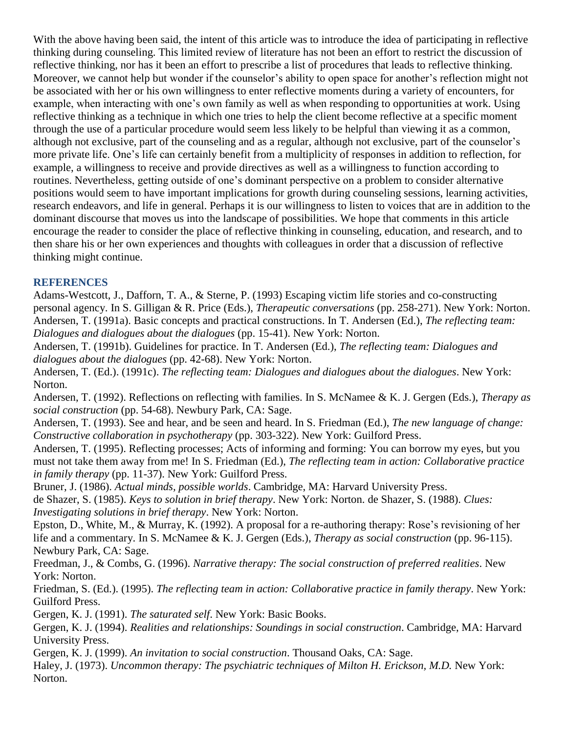With the above having been said, the intent of this article was to introduce the idea of participating in reflective thinking during counseling. This limited review of literature has not been an effort to restrict the discussion of reflective thinking, nor has it been an effort to prescribe a list of procedures that leads to reflective thinking. Moreover, we cannot help but wonder if the counselor's ability to open space for another's reflection might not be associated with her or his own willingness to enter reflective moments during a variety of encounters, for example, when interacting with one's own family as well as when responding to opportunities at work. Using reflective thinking as a technique in which one tries to help the client become reflective at a specific moment through the use of a particular procedure would seem less likely to be helpful than viewing it as a common, although not exclusive, part of the counseling and as a regular, although not exclusive, part of the counselor's more private life. One's life can certainly benefit from a multiplicity of responses in addition to reflection, for example, a willingness to receive and provide directives as well as a willingness to function according to routines. Nevertheless, getting outside of one's dominant perspective on a problem to consider alternative positions would seem to have important implications for growth during counseling sessions, learning activities, research endeavors, and life in general. Perhaps it is our willingness to listen to voices that are in addition to the dominant discourse that moves us into the landscape of possibilities. We hope that comments in this article encourage the reader to consider the place of reflective thinking in counseling, education, and research, and to then share his or her own experiences and thoughts with colleagues in order that a discussion of reflective thinking might continue.

## REFERENCES

Adams-Westcott, J., Dafforn, T. A., & Sterne, P. (1993) Escaping victim life stories and co-constructing personal agency. In S. Gilligan & R. Price (Eds.), *Therapeutic conversations* (pp. 258-271). New York: Norton.

Andersen, T. (1991a). Basic concepts and practical constructions. In T. Andersen (Ed.), *The reflecting team: Dialogues and dialogues about the dialogues* (pp. 15-41). New York: Norton.

Andersen, T. (1991b). Guidelines for practice. In T. Andersen (Ed.), *The reflecting team: Dialogues and dialogues about the dialogues* (pp. 42-68). New York: Norton.

Andersen, T. (Ed.). (1991c). *The reflecting team: Dialogues and dialogues about the dialogues*. New York: Norton.

Andersen, T. (1992). Reflections on reflecting with families. In S. McNamee & K. J. Gergen (Eds.), *Therapy as social construction* (pp. 54-68). Newbury Park, CA: Sage.

Andersen, T. (1993). See and hear, and be seen and heard. In S. Friedman (Ed.), *The new language of change: Constructive collaboration in psychotherapy* (pp. 303-322). New York: Guilford Press.

Andersen, T. (1995). Reflecting processes; Acts of informing and forming: You can borrow my eyes, but you must not take them away from me! In S. Friedman (Ed.), *The reflecting team in action: Collaborative practice in family therapy* (pp. 11-37). New York: Guilford Press.

Bruner, J. (1986). *Actual minds, possible worlds*. Cambridge, MA: Harvard University Press.

de Shazer, S. (1985). *Keys to solution in brief therapy*. New York: Norton. de Shazer, S. (1988). *Clues: Investigating solutions in brief therapy*. New York: Norton.

Epston, D., White, M., & Murray, K. (1992). A proposal for a re-authoring therapy: Rose's revisioning of her life and a commentary. In S. McNamee & K. J. Gergen (Eds.), *Therapy as social construction* (pp. 96-115). Newbury Park, CA: Sage.

Freedman, J., & Combs, G. (1996). *Narrative therapy: The social construction of preferred realities*. New York: Norton.

Friedman, S. (Ed.). (1995). *The reflecting team in action: Collaborative practice in family therapy*. New York: Guilford Press.

Gergen, K. J. (1991). *The saturated self*. New York: Basic Books.

Gergen, K. J. (1994). *Realities and relationships: Soundings in social construction*. Cambridge, MA: Harvard University Press.

Gergen, K. J. (1999). *An invitation to social construction*. Thousand Oaks, CA: Sage.

Haley, J. (1973). *Uncommon therapy: The psychiatric techniques of Milton H. Erickson, M.D.* New York: Norton.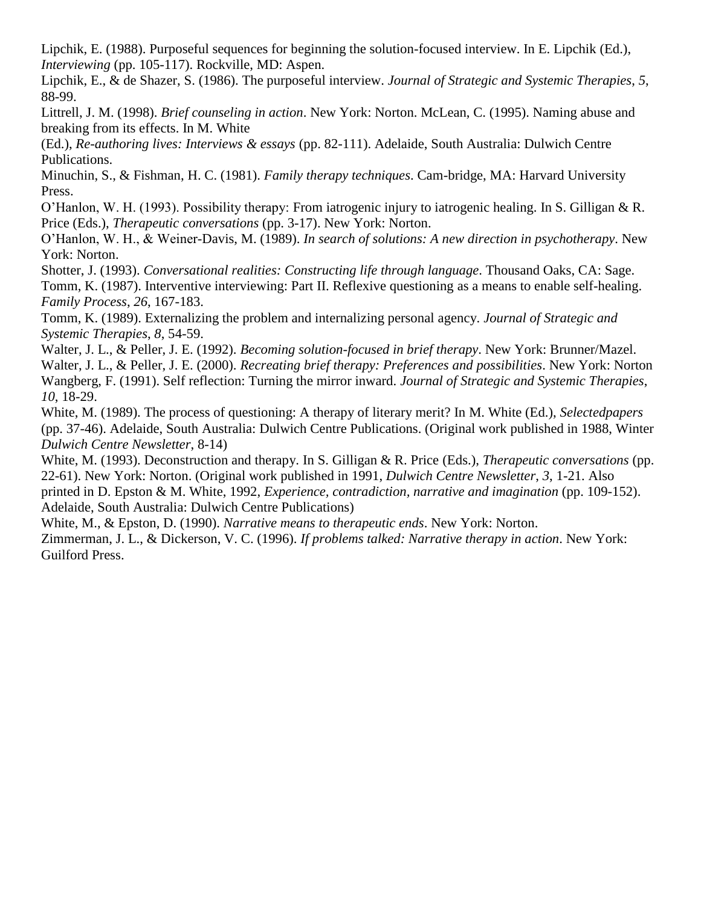Lipchik, E. (1988). Purposeful sequences for beginning the solution-focused interview. In E. Lipchik (Ed.), *Interviewing* (pp. 105-117). Rockville, MD: Aspen.

Lipchik, E., & de Shazer, S. (1986). The purposeful interview. *Journal of Strategic and Systemic Therapies*, *5*, 88-99.

Littrell, J. M. (1998). *Brief counseling in action*. New York: Norton. McLean, C. (1995). Naming abuse and breaking from its effects. In M. White (Ed.), *Re-authoring lives: Interviews & essays* (pp. 82-111). Adelaide, South Australia: Dulwich Centre Publications.

Minuchin, S., & Fishman, H. C. (1981). *Family therapy techniques*. Cam-bridge, MA: Harvard University Press.

O'Hanlon, W. H. (1993). Possibility therapy: From iatrogenic injury to iatrogenic healing. In S. Gilligan & R. Price (Eds.), *Therapeutic conversations* (pp. 3-17). New York: Norton.

O'Hanlon, W. H., & Weiner-Davis, M. (1989). *In search of solutions: A new direction in psychotherapy*. New York: Norton.

Shotter, J. (1993). *Conversational realities: Constructing life through language*. Thousand Oaks, CA: Sage.

Tomm, K. (1987). Interventive interviewing: Part II. Reflexive questioning as a means to enable self-healing. *Family Process*, *26*, 167-183.

Tomm, K. (1989). Externalizing the problem and internalizing personal agency. *Journal of Strategic and Systemic Therapies, 8*, 54-59.

Walter, J. L., & Peller, J. E. (1992). *Becoming solution-focused in brief therapy*. New York: Brunner/Mazel.

Walter, J. L., & Peller, J. E. (2000). *Recreating brief therapy: Preferences and possibilities*. New York: Norton

Wangberg, F. (1991). Self reflection: Turning the mirror inward. *Journal of Strategic and Systemic Therapies*, *10*, 18-29.

White, M. (1989). The process of questioning: A therapy of literary merit? In M. White (Ed.), *Selectedpapers* (pp. 37-46). Adelaide, South Australia: Dulwich Centre Publications. (Original work published in 1988, Winter *Dulwich Centre Newsletter*, 8-14)

White, M. (1993). Deconstruction and therapy. In S. Gilligan & R. Price (Eds.), *Therapeutic conversations* (pp. 22-61). New York: Norton. (Original work published in 1991, *Dulwich Centre Newsletter*, *3*, 1-21. Also printed in D. Epston & M. White, 1992, *Experience, contradiction, narrative and imagination* (pp. 109-152). Adelaide, South Australia: Dulwich Centre Publications)

White, M., & Epston, D. (1990). *Narrative means to therapeutic ends*. New York: Norton.

Zimmerman, J. L., & Dickerson, V. C. (1996). *If problems talked: Narrative therapy in action*. New York: Guilford Press.